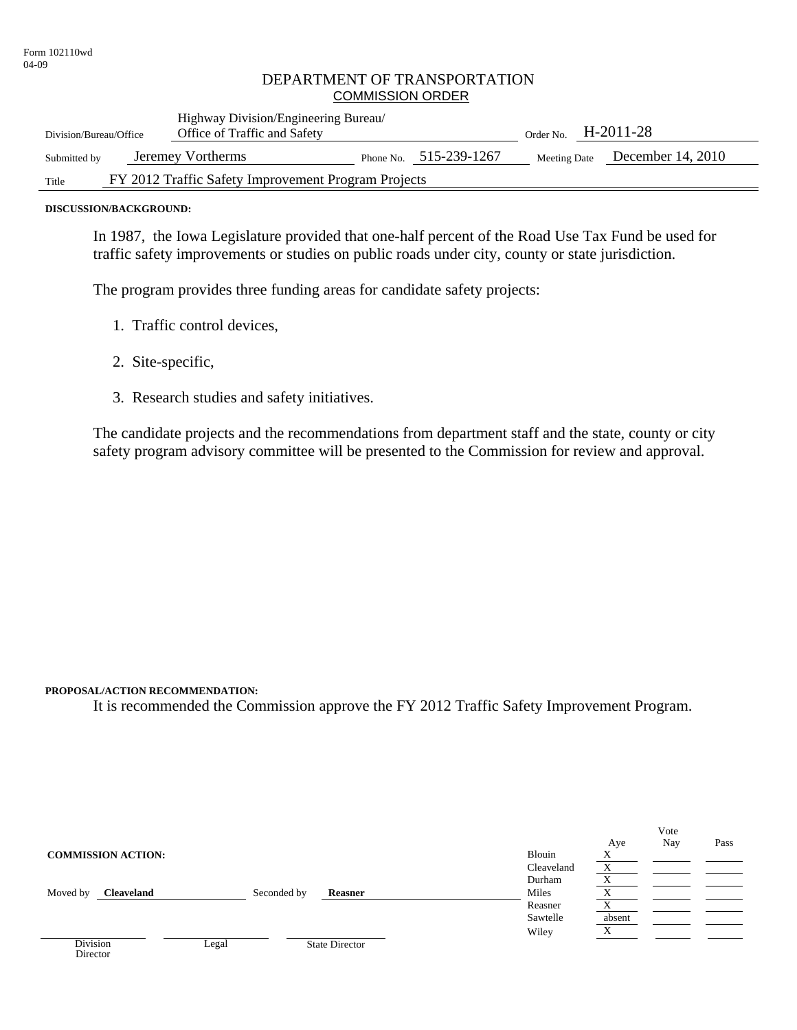Form 102110wd
04-09

# DEPARTMENT OF TRANSPORTATION
## COMMISSION ORDER

| | | | |
|---|---|---|---|
| Division/Bureau/Office | Highway Division/Engineering Bureau/ Office of Traffic and Safety | Order No. | H-2011-28 |
| Submitted by | Jeremey Vortherms | Phone No. | 515-239-1267 |
| Meeting Date | December 14, 2010 | | |
| Title | FY 2012 Traffic Safety Improvement Program Projects | | |

**DISCUSSION/BACKGROUND:**

In 1987, the Iowa Legislature provided that one-half percent of the Road Use Tax Fund be used for traffic safety improvements or studies on public roads under city, county or state jurisdiction.

The program provides three funding areas for candidate safety projects:

1. Traffic control devices,
2. Site-specific,
3. Research studies and safety initiatives.

The candidate projects and the recommendations from department staff and the state, county or city safety program advisory committee will be presented to the Commission for review and approval.

**PROPOSAL/ACTION RECOMMENDATION:**

It is recommended the Commission approve the FY 2012 Traffic Safety Improvement Program.

**COMMISSION ACTION:**

Moved by **Cleaveland** Seconded by **Reasner**

| | Aye | Nay | Pass |
|---|---|---|---|
| Blouin | X | | |
| Cleaveland | X | | |
| Durham | X | | |
| Miles | X | | |
| Reasner | X | | |
| Sawtelle | absent | | |
| Wiley | X | | |

Division Director Legal State Director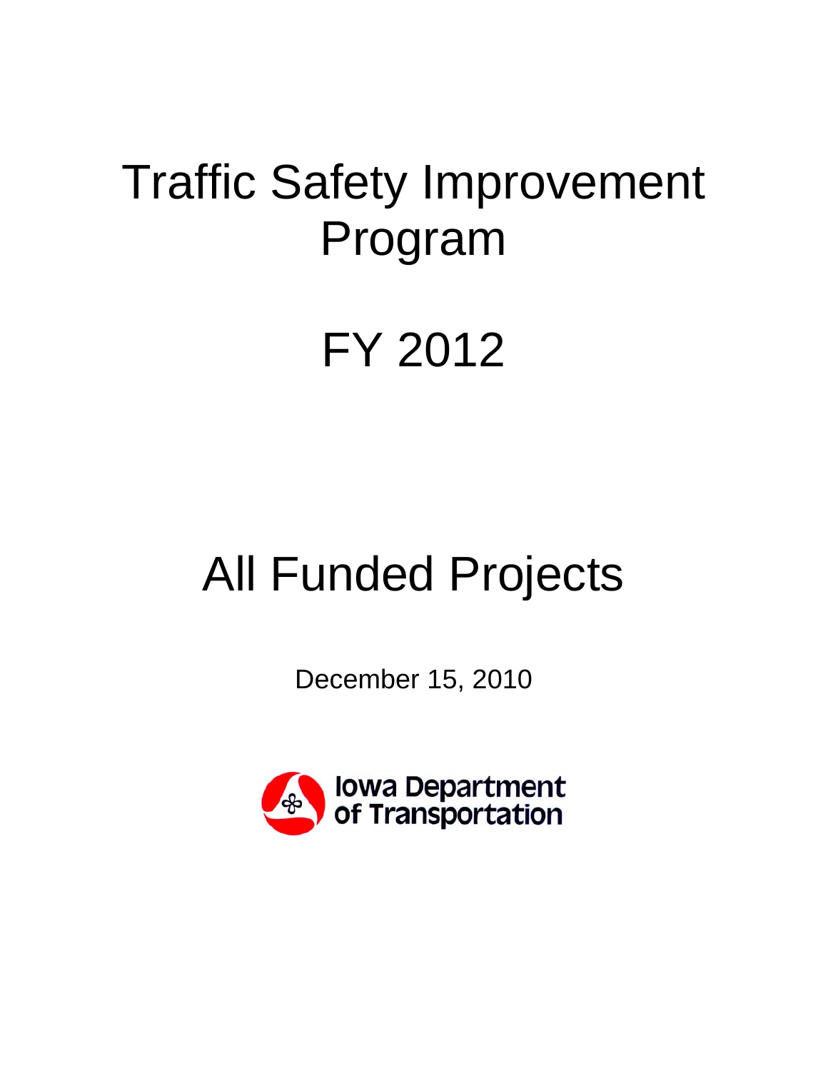# Traffic Safety Improvement Program

# FY 2012

# All Funded Projects

December 15, 2010

Iowa Department of Transportation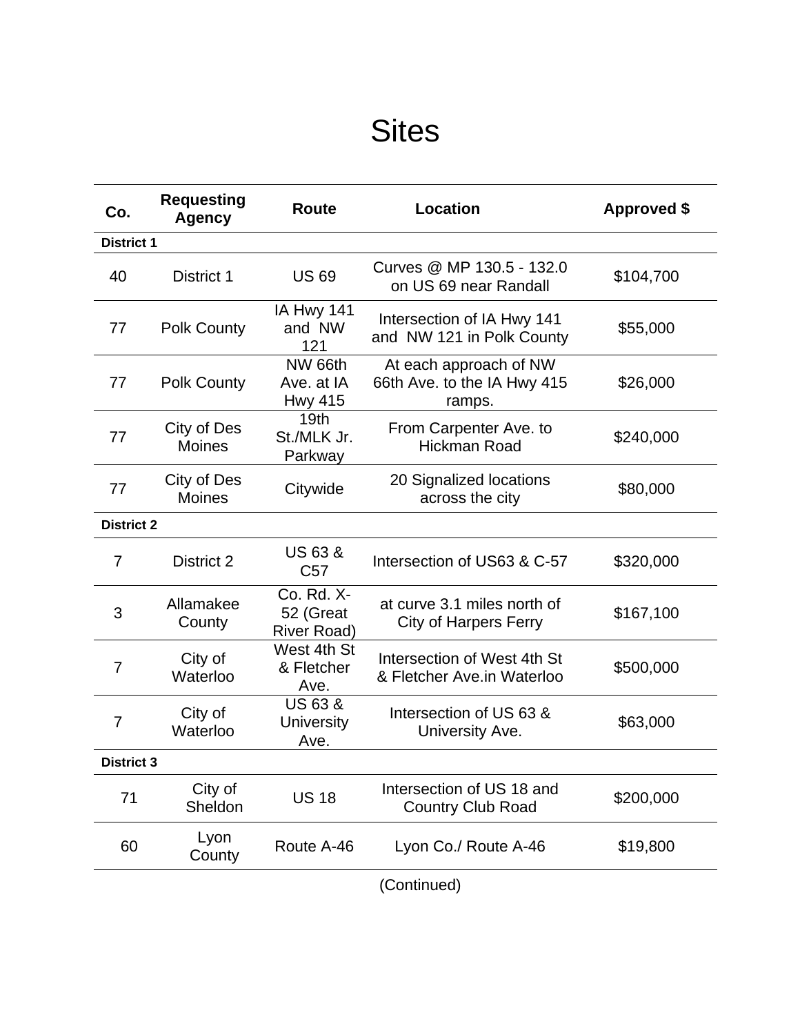# Sites

| Co. | Requesting Agency | Route | Location | Approved $ |
|---|---|---|---|---|
| **District 1** | | | | |
| 40 | District 1 | US 69 | Curves @ MP 130.5 - 132.0 on US 69 near Randall | $104,700 |
| 77 | Polk County | IA Hwy 141 and NW 121 | Intersection of IA Hwy 141 and NW 121 in Polk County | $55,000 |
| 77 | Polk County | NW 66th Ave. at IA Hwy 415 | At each approach of NW 66th Ave. to the IA Hwy 415 ramps. | $26,000 |
| 77 | City of Des Moines | 19th St./MLK Jr. Parkway | From Carpenter Ave. to Hickman Road | $240,000 |
| 77 | City of Des Moines | Citywide | 20 Signalized locations across the city | $80,000 |
| **District 2** | | | | |
| 7 | District 2 | US 63 & C57 | Intersection of US63 & C-57 | $320,000 |
| 3 | Allamakee County | Co. Rd. X-52 (Great River Road) | at curve 3.1 miles north of City of Harpers Ferry | $167,100 |
| 7 | City of Waterloo | West 4th St & Fletcher Ave. | Intersection of West 4th St & Fletcher Ave.in Waterloo | $500,000 |
| 7 | City of Waterloo | US 63 & University Ave. | Intersection of US 63 & University Ave. | $63,000 |
| **District 3** | | | | |
| 71 | City of Sheldon | US 18 | Intersection of US 18 and Country Club Road | $200,000 |
| 60 | Lyon County | Route A-46 | Lyon Co./ Route A-46 | $19,800 |

(Continued)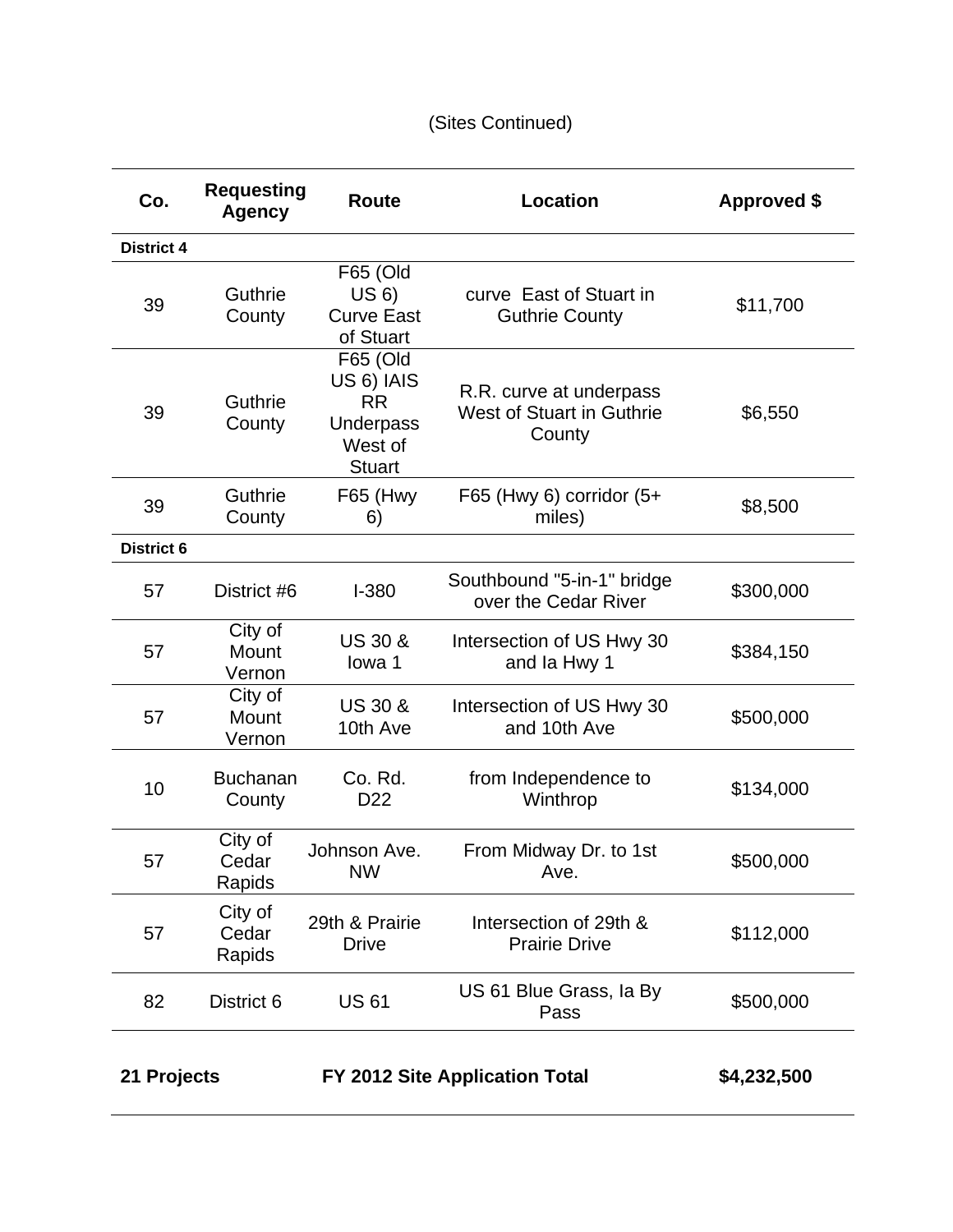(Sites Continued)

| Co. | Requesting Agency | Route | Location | Approved $ |
|---|---|---|---|---|
| **District 4** | | | | |
| 39 | Guthrie County | F65 (Old US 6) Curve East of Stuart | curve East of Stuart in Guthrie County | $11,700 |
| 39 | Guthrie County | F65 (Old US 6) IAIS RR Underpass West of Stuart | R.R. curve at underpass West of Stuart in Guthrie County | $6,550 |
| 39 | Guthrie County | F65 (Hwy 6) | F65 (Hwy 6) corridor (5+ miles) | $8,500 |
| **District 6** | | | | |
| 57 | District #6 | I-380 | Southbound "5-in-1" bridge over the Cedar River | $300,000 |
| 57 | City of Mount Vernon | US 30 & Iowa 1 | Intersection of US Hwy 30 and Ia Hwy 1 | $384,150 |
| 57 | City of Mount Vernon | US 30 & 10th Ave | Intersection of US Hwy 30 and 10th Ave | $500,000 |
| 10 | Buchanan County | Co. Rd. D22 | from Independence to Winthrop | $134,000 |
| 57 | City of Cedar Rapids | Johnson Ave. NW | From Midway Dr. to 1st Ave. | $500,000 |
| 57 | City of Cedar Rapids | 29th & Prairie Drive | Intersection of 29th & Prairie Drive | $112,000 |
| 82 | District 6 | US 61 | US 61 Blue Grass, Ia By Pass | $500,000 |
| **21 Projects** | | **FY 2012 Site Application Total** | | **$4,232,500** |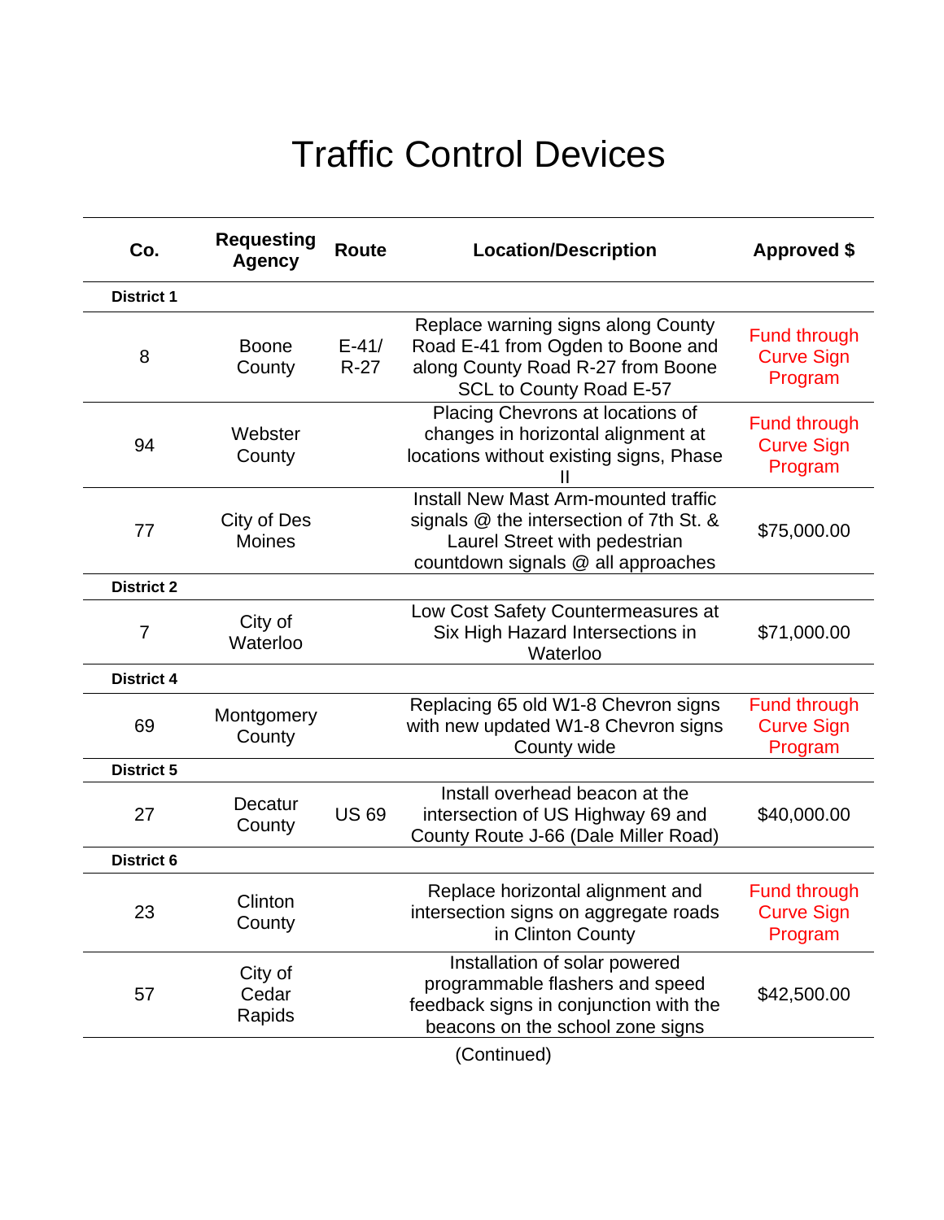# Traffic Control Devices

| Co. | Requesting Agency | Route | Location/Description | Approved $ |
|---|---|---|---|---|
| **District 1** | | | | |
| 8 | Boone County | E-41/ R-27 | Replace warning signs along County Road E-41 from Ogden to Boone and along County Road R-27 from Boone SCL to County Road E-57 | Fund through Curve Sign Program |
| 94 | Webster County | | Placing Chevrons at locations of changes in horizontal alignment at locations without existing signs, Phase II | Fund through Curve Sign Program |
| 77 | City of Des Moines | | Install New Mast Arm-mounted traffic signals @ the intersection of 7th St. & Laurel Street with pedestrian countdown signals @ all approaches | $75,000.00 |
| **District 2** | | | | |
| 7 | City of Waterloo | | Low Cost Safety Countermeasures at Six High Hazard Intersections in Waterloo | $71,000.00 |
| **District 4** | | | | |
| 69 | Montgomery County | | Replacing 65 old W1-8 Chevron signs with new updated W1-8 Chevron signs County wide | Fund through Curve Sign Program |
| **District 5** | | | | |
| 27 | Decatur County | US 69 | Install overhead beacon at the intersection of US Highway 69 and County Route J-66 (Dale Miller Road) | $40,000.00 |
| **District 6** | | | | |
| 23 | Clinton County | | Replace horizontal alignment and intersection signs on aggregate roads in Clinton County | Fund through Curve Sign Program |
| 57 | City of Cedar Rapids | | Installation of solar powered programmable flashers and speed feedback signs in conjunction with the beacons on the school zone signs | $42,500.00 |

(Continued)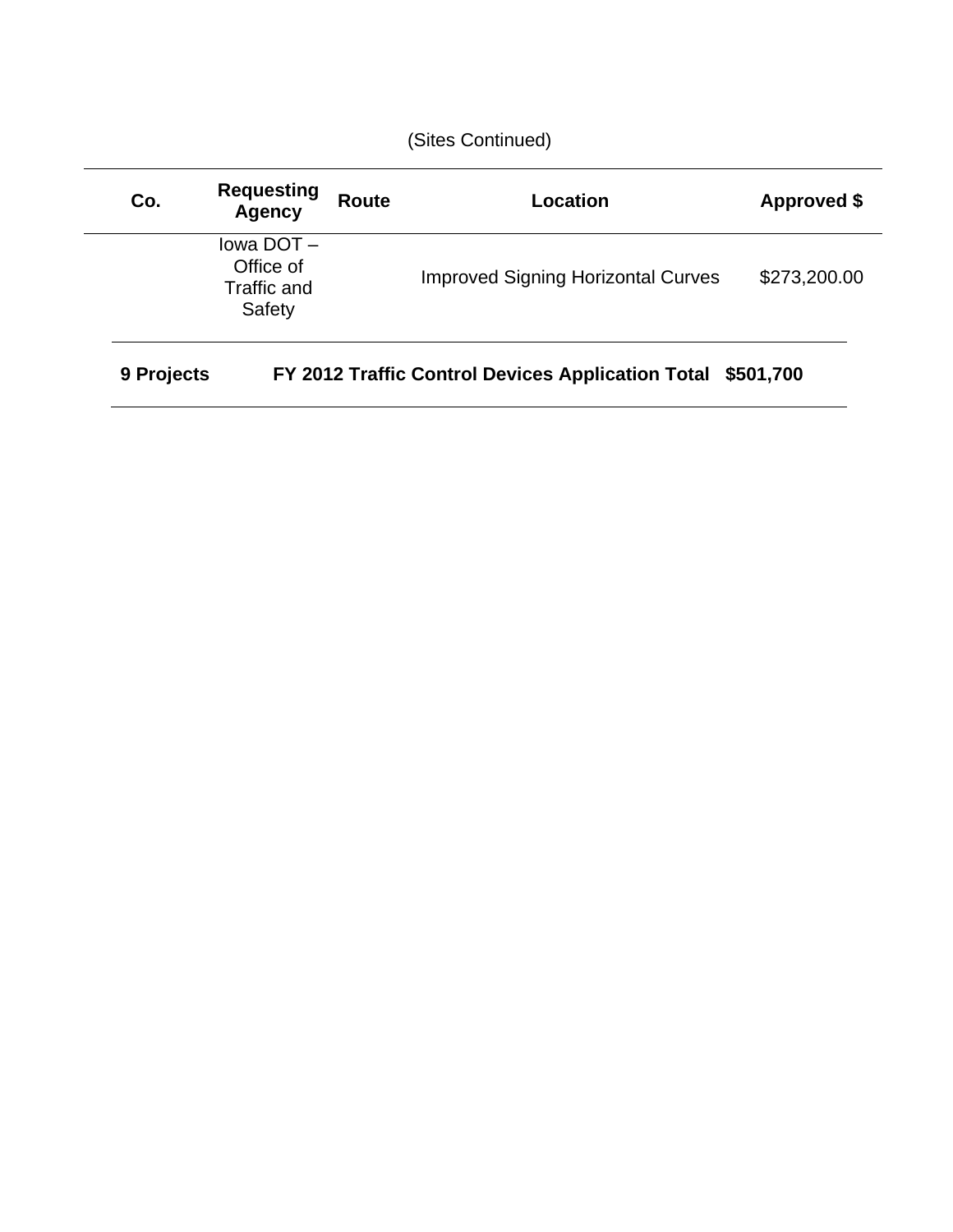(Sites Continued)

| Co. | Requesting Agency | Route | Location | Approved $ |
|---|---|---|---|---|
| | Iowa DOT – Office of Traffic and Safety | | Improved Signing Horizontal Curves | $273,200.00 |

| **9 Projects** | **FY 2012 Traffic Control Devices Application Total** | **$501,700** |
|---|---|---|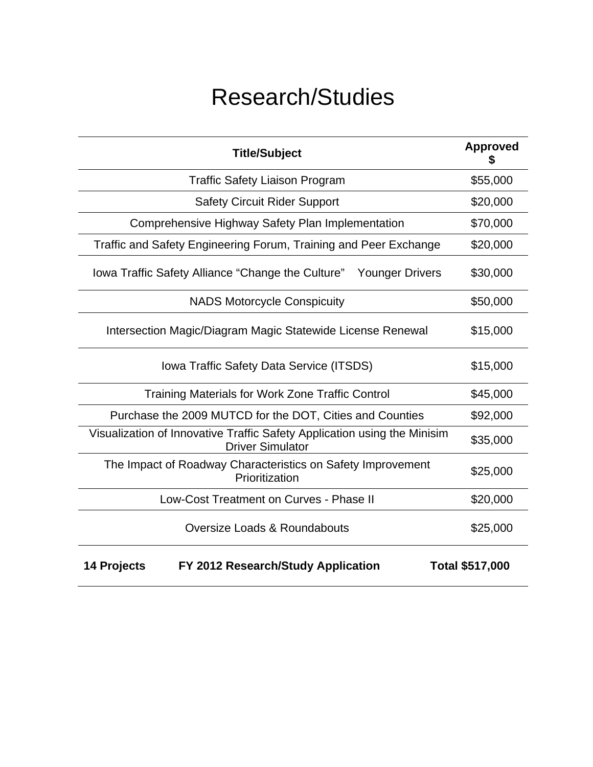# Research/Studies

| Title/Subject | Approved $ |
|---|---|
| Traffic Safety Liaison Program | $55,000 |
| Safety Circuit Rider Support | $20,000 |
| Comprehensive Highway Safety Plan Implementation | $70,000 |
| Traffic and Safety Engineering Forum, Training and Peer Exchange | $20,000 |
| Iowa Traffic Safety Alliance "Change the Culture" Younger Drivers | $30,000 |
| NADS Motorcycle Conspicuity | $50,000 |
| Intersection Magic/Diagram Magic Statewide License Renewal | $15,000 |
| Iowa Traffic Safety Data Service (ITSDS) | $15,000 |
| Training Materials for Work Zone Traffic Control | $45,000 |
| Purchase the 2009 MUTCD for the DOT, Cities and Counties | $92,000 |
| Visualization of Innovative Traffic Safety Application using the Minisim Driver Simulator | $35,000 |
| The Impact of Roadway Characteristics on Safety Improvement Prioritization | $25,000 |
| Low-Cost Treatment on Curves - Phase II | $20,000 |
| Oversize Loads & Roundabouts | $25,000 |
| **14 Projects FY 2012 Research/Study Application** | **Total $517,000** |